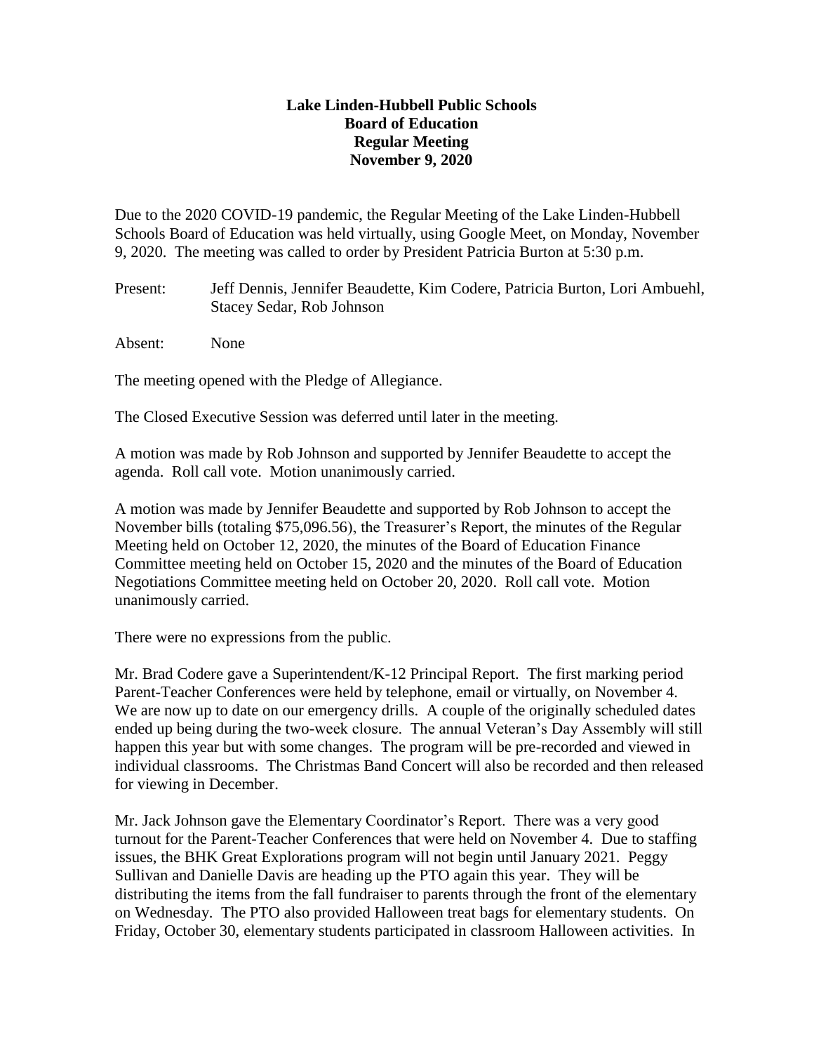**Lake Linden-Hubbell Public Schools**
**Board of Education**
**Regular Meeting**
**November 9, 2020**

Due to the 2020 COVID-19 pandemic, the Regular Meeting of the Lake Linden-Hubbell Schools Board of Education was held virtually, using Google Meet, on Monday, November 9, 2020. The meeting was called to order by President Patricia Burton at 5:30 p.m.

Present: Jeff Dennis, Jennifer Beaudette, Kim Codere, Patricia Burton, Lori Ambuehl, Stacey Sedar, Rob Johnson

Absent: None

The meeting opened with the Pledge of Allegiance.

The Closed Executive Session was deferred until later in the meeting.

A motion was made by Rob Johnson and supported by Jennifer Beaudette to accept the agenda. Roll call vote. Motion unanimously carried.

A motion was made by Jennifer Beaudette and supported by Rob Johnson to accept the November bills (totaling $75,096.56), the Treasurer's Report, the minutes of the Regular Meeting held on October 12, 2020, the minutes of the Board of Education Finance Committee meeting held on October 15, 2020 and the minutes of the Board of Education Negotiations Committee meeting held on October 20, 2020. Roll call vote. Motion unanimously carried.

There were no expressions from the public.

Mr. Brad Codere gave a Superintendent/K-12 Principal Report. The first marking period Parent-Teacher Conferences were held by telephone, email or virtually, on November 4. We are now up to date on our emergency drills. A couple of the originally scheduled dates ended up being during the two-week closure. The annual Veteran's Day Assembly will still happen this year but with some changes. The program will be pre-recorded and viewed in individual classrooms. The Christmas Band Concert will also be recorded and then released for viewing in December.

Mr. Jack Johnson gave the Elementary Coordinator's Report. There was a very good turnout for the Parent-Teacher Conferences that were held on November 4. Due to staffing issues, the BHK Great Explorations program will not begin until January 2021. Peggy Sullivan and Danielle Davis are heading up the PTO again this year. They will be distributing the items from the fall fundraiser to parents through the front of the elementary on Wednesday. The PTO also provided Halloween treat bags for elementary students. On Friday, October 30, elementary students participated in classroom Halloween activities. In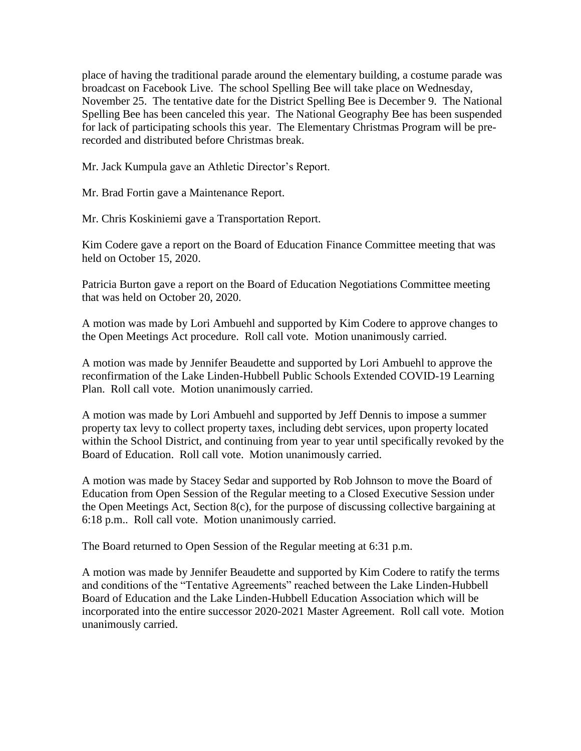place of having the traditional parade around the elementary building, a costume parade was broadcast on Facebook Live. The school Spelling Bee will take place on Wednesday, November 25. The tentative date for the District Spelling Bee is December 9. The National Spelling Bee has been canceled this year. The National Geography Bee has been suspended for lack of participating schools this year. The Elementary Christmas Program will be pre-recorded and distributed before Christmas break.

Mr. Jack Kumpula gave an Athletic Director's Report.

Mr. Brad Fortin gave a Maintenance Report.

Mr. Chris Koskiniemi gave a Transportation Report.

Kim Codere gave a report on the Board of Education Finance Committee meeting that was held on October 15, 2020.

Patricia Burton gave a report on the Board of Education Negotiations Committee meeting that was held on October 20, 2020.

A motion was made by Lori Ambuehl and supported by Kim Codere to approve changes to the Open Meetings Act procedure. Roll call vote. Motion unanimously carried.

A motion was made by Jennifer Beaudette and supported by Lori Ambuehl to approve the reconfirmation of the Lake Linden-Hubbell Public Schools Extended COVID-19 Learning Plan. Roll call vote. Motion unanimously carried.

A motion was made by Lori Ambuehl and supported by Jeff Dennis to impose a summer property tax levy to collect property taxes, including debt services, upon property located within the School District, and continuing from year to year until specifically revoked by the Board of Education. Roll call vote. Motion unanimously carried.

A motion was made by Stacey Sedar and supported by Rob Johnson to move the Board of Education from Open Session of the Regular meeting to a Closed Executive Session under the Open Meetings Act, Section 8(c), for the purpose of discussing collective bargaining at 6:18 p.m.. Roll call vote. Motion unanimously carried.

The Board returned to Open Session of the Regular meeting at 6:31 p.m.

A motion was made by Jennifer Beaudette and supported by Kim Codere to ratify the terms and conditions of the "Tentative Agreements" reached between the Lake Linden-Hubbell Board of Education and the Lake Linden-Hubbell Education Association which will be incorporated into the entire successor 2020-2021 Master Agreement. Roll call vote. Motion unanimously carried.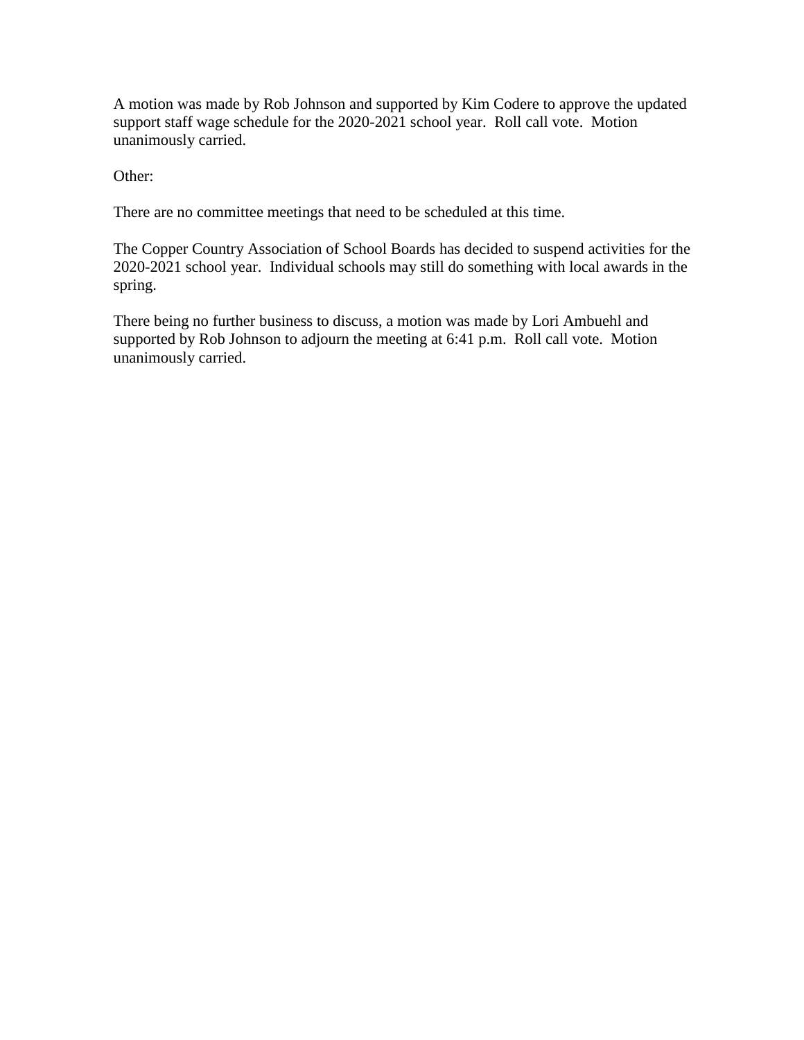A motion was made by Rob Johnson and supported by Kim Codere to approve the updated support staff wage schedule for the 2020-2021 school year. Roll call vote. Motion unanimously carried.

Other:

There are no committee meetings that need to be scheduled at this time.

The Copper Country Association of School Boards has decided to suspend activities for the 2020-2021 school year. Individual schools may still do something with local awards in the spring.

There being no further business to discuss, a motion was made by Lori Ambuehl and supported by Rob Johnson to adjourn the meeting at 6:41 p.m. Roll call vote. Motion unanimously carried.